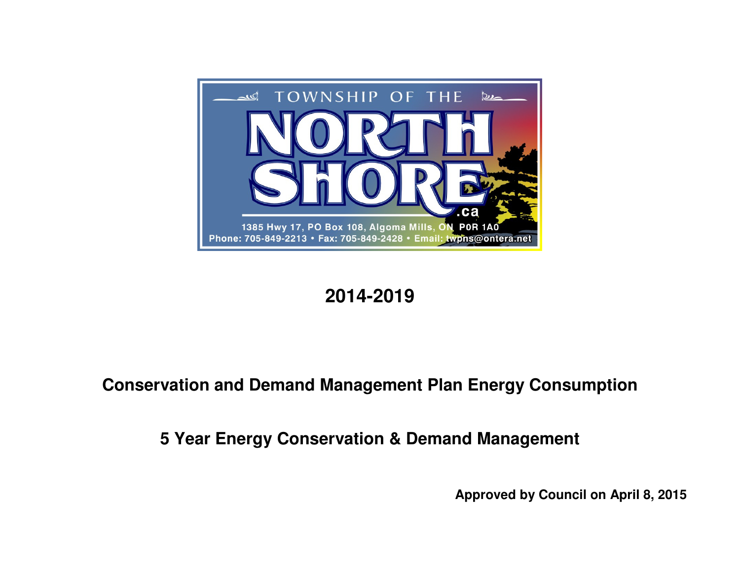TOWNSHIP OF THE

NORTH SHORE.ca

1385 Hwy 17, PO Box 108, Algoma Mills, ON P0R 1A0
Phone: 705-849-2213 • Fax: 705-849-2428 • Email: twpns@ontera.net

# 2014-2019

## Conservation and Demand Management Plan Energy Consumption

## 5 Year Energy Conservation & Demand Management

**Approved by Council on April 8, 2015**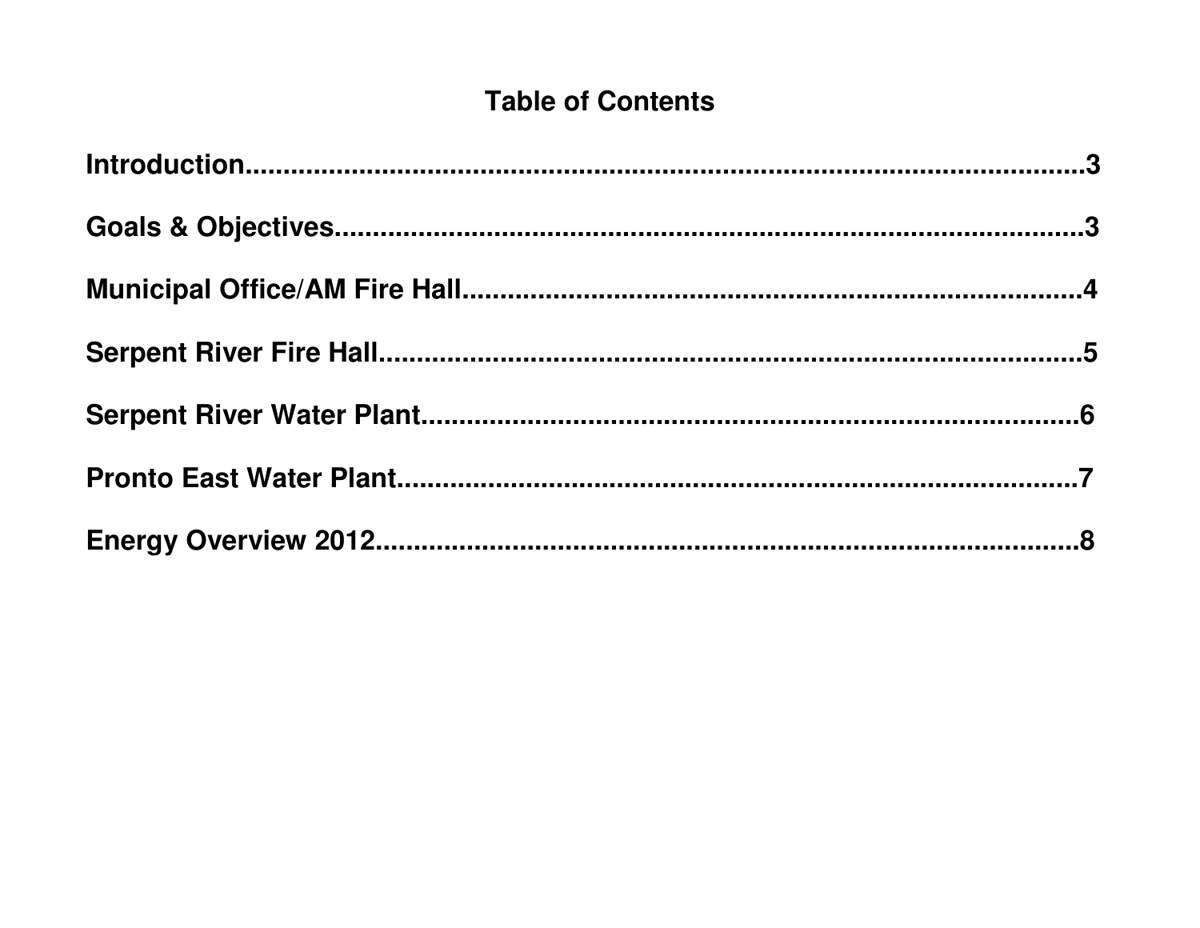# Table of Contents

**Introduction..........................................................................................................3**

**Goals & Objectives...............................................................................................3**

**Municipal Office/AM Fire Hall...............................................................................4**

**Serpent River Fire Hall..........................................................................................5**

**Serpent River Water Plant.....................................................................................6**

**Pronto East Water Plant........................................................................................7**

**Energy Overview 2012...........................................................................................8**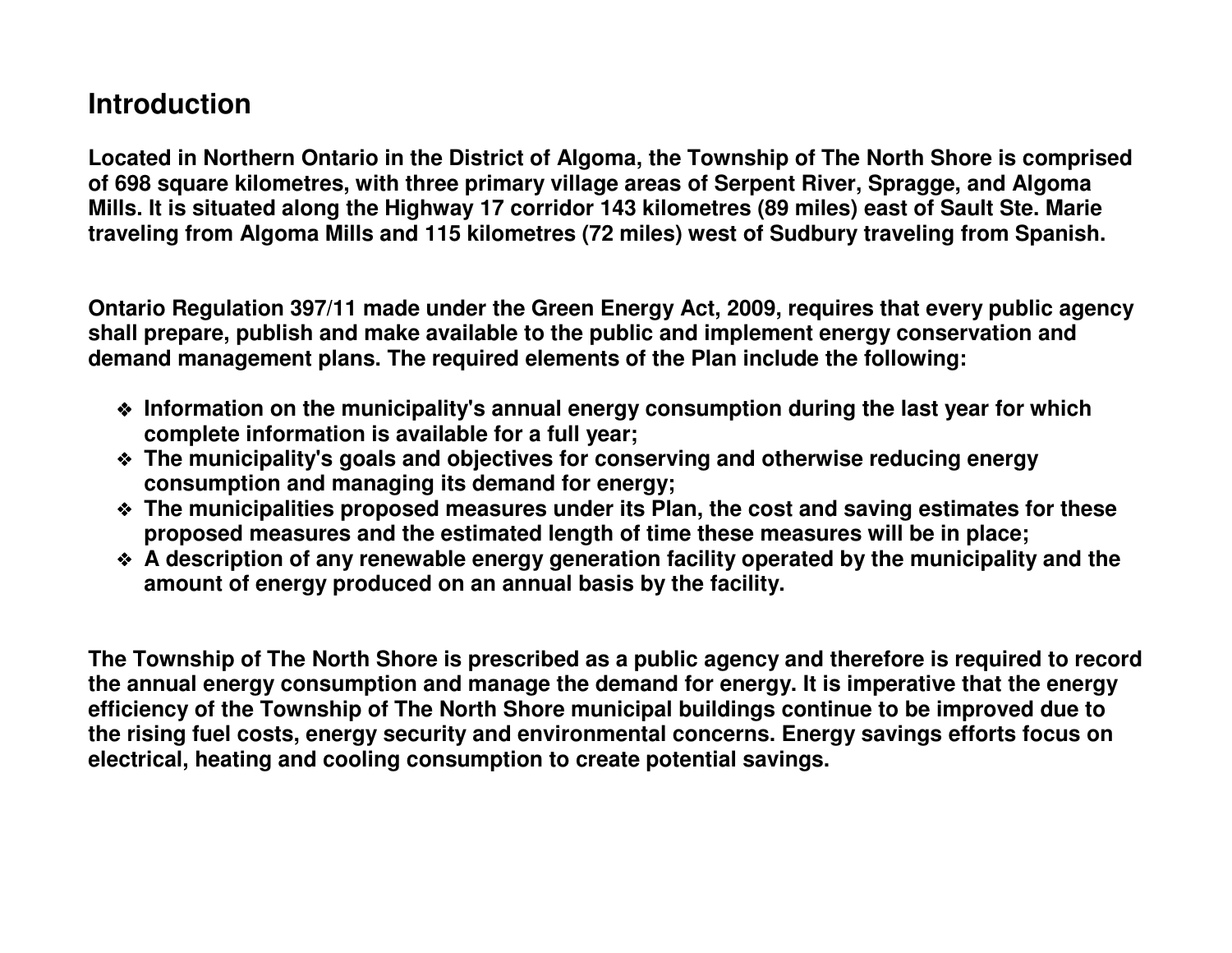## Introduction

**Located in Northern Ontario in the District of Algoma, the Township of The North Shore is comprised of 698 square kilometres, with three primary village areas of Serpent River, Spragge, and Algoma Mills. It is situated along the Highway 17 corridor 143 kilometres (89 miles) east of Sault Ste. Marie traveling from Algoma Mills and 115 kilometres (72 miles) west of Sudbury traveling from Spanish.**

**Ontario Regulation 397/11 made under the Green Energy Act, 2009, requires that every public agency shall prepare, publish and make available to the public and implement energy conservation and demand management plans. The required elements of the Plan include the following:**

- **Information on the municipality's annual energy consumption during the last year for which complete information is available for a full year;**
- **The municipality's goals and objectives for conserving and otherwise reducing energy consumption and managing its demand for energy;**
- **The municipalities proposed measures under its Plan, the cost and saving estimates for these proposed measures and the estimated length of time these measures will be in place;**
- **A description of any renewable energy generation facility operated by the municipality and the amount of energy produced on an annual basis by the facility.**

**The Township of The North Shore is prescribed as a public agency and therefore is required to record the annual energy consumption and manage the demand for energy. It is imperative that the energy efficiency of the Township of The North Shore municipal buildings continue to be improved due to the rising fuel costs, energy security and environmental concerns. Energy savings efforts focus on electrical, heating and cooling consumption to create potential savings.**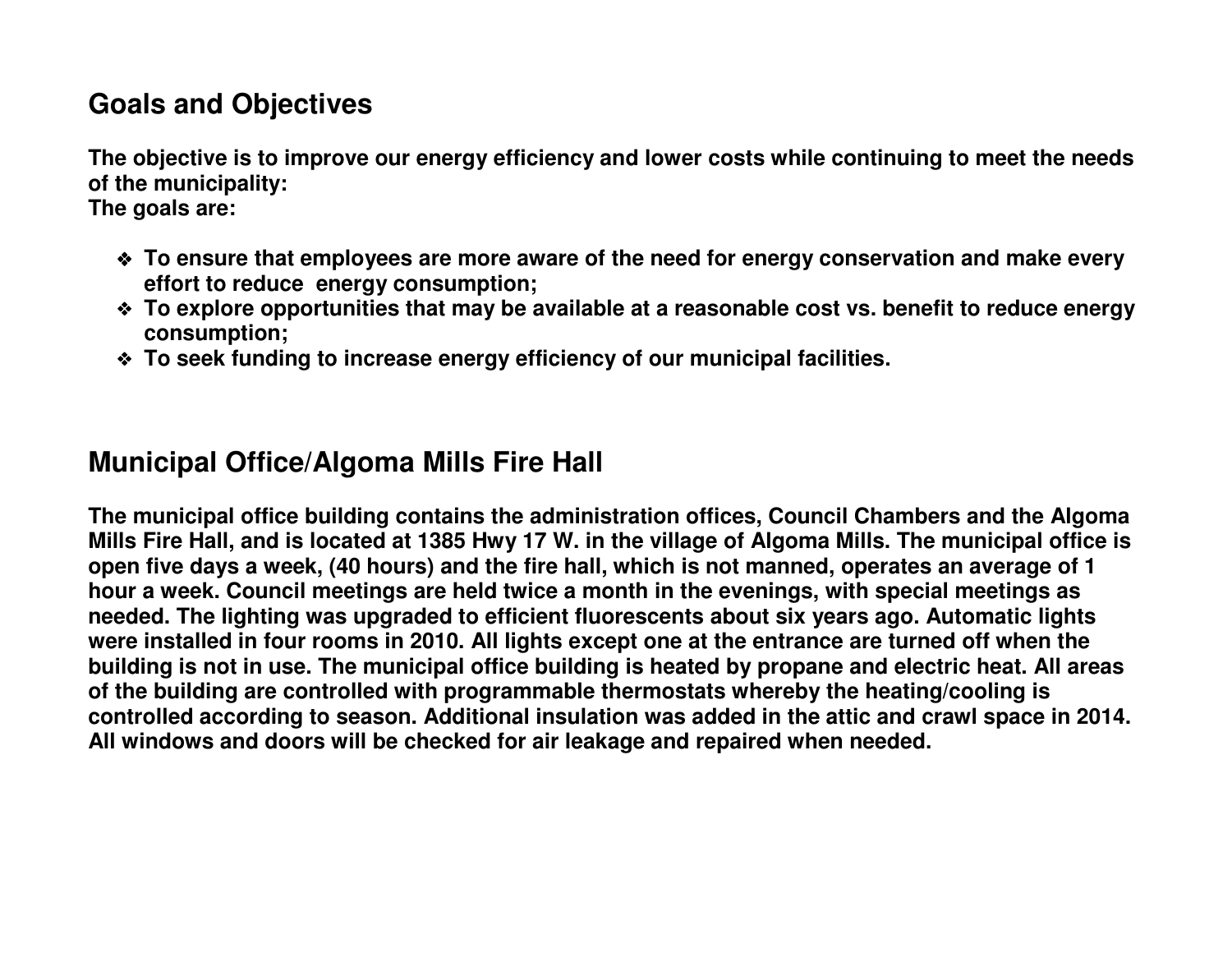## Goals and Objectives

**The objective is to improve our energy efficiency and lower costs while continuing to meet the needs of the municipality:**
**The goals are:**

- **To ensure that employees are more aware of the need for energy conservation and make every effort to reduce energy consumption;**
- **To explore opportunities that may be available at a reasonable cost vs. benefit to reduce energy consumption;**
- **To seek funding to increase energy efficiency of our municipal facilities.**

## Municipal Office/Algoma Mills Fire Hall

**The municipal office building contains the administration offices, Council Chambers and the Algoma Mills Fire Hall, and is located at 1385 Hwy 17 W. in the village of Algoma Mills. The municipal office is open five days a week, (40 hours) and the fire hall, which is not manned, operates an average of 1 hour a week. Council meetings are held twice a month in the evenings, with special meetings as needed. The lighting was upgraded to efficient fluorescents about six years ago. Automatic lights were installed in four rooms in 2010. All lights except one at the entrance are turned off when the building is not in use. The municipal office building is heated by propane and electric heat. All areas of the building are controlled with programmable thermostats whereby the heating/cooling is controlled according to season. Additional insulation was added in the attic and crawl space in 2014. All windows and doors will be checked for air leakage and repaired when needed.**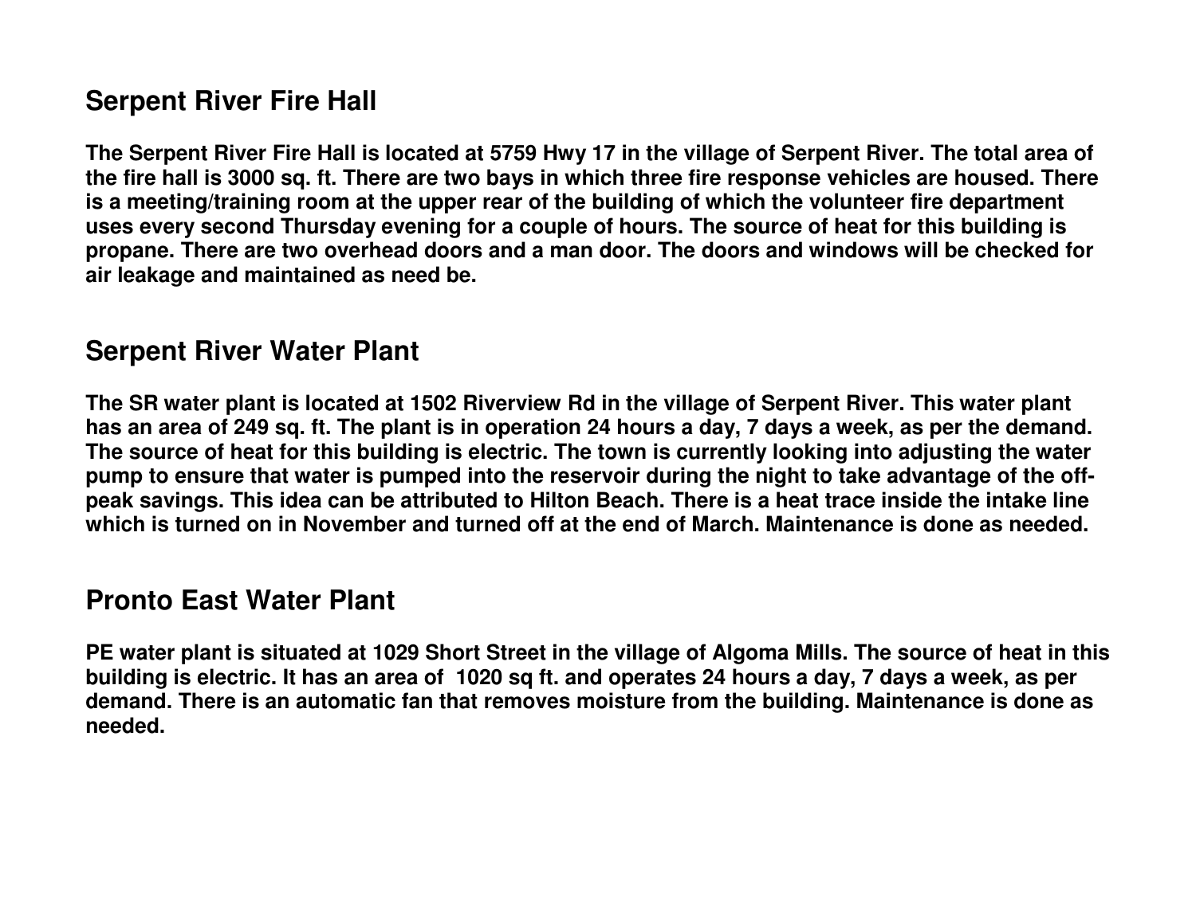## Serpent River Fire Hall

**The Serpent River Fire Hall is located at 5759 Hwy 17 in the village of Serpent River. The total area of the fire hall is 3000 sq. ft. There are two bays in which three fire response vehicles are housed. There is a meeting/training room at the upper rear of the building of which the volunteer fire department uses every second Thursday evening for a couple of hours. The source of heat for this building is propane. There are two overhead doors and a man door. The doors and windows will be checked for air leakage and maintained as need be.**

## Serpent River Water Plant

**The SR water plant is located at 1502 Riverview Rd in the village of Serpent River. This water plant has an area of 249 sq. ft. The plant is in operation 24 hours a day, 7 days a week, as per the demand. The source of heat for this building is electric. The town is currently looking into adjusting the water pump to ensure that water is pumped into the reservoir during the night to take advantage of the off-peak savings. This idea can be attributed to Hilton Beach. There is a heat trace inside the intake line which is turned on in November and turned off at the end of March. Maintenance is done as needed.**

## Pronto East Water Plant

**PE water plant is situated at 1029 Short Street in the village of Algoma Mills. The source of heat in this building is electric. It has an area of 1020 sq ft. and operates 24 hours a day, 7 days a week, as per demand. There is an automatic fan that removes moisture from the building. Maintenance is done as needed.**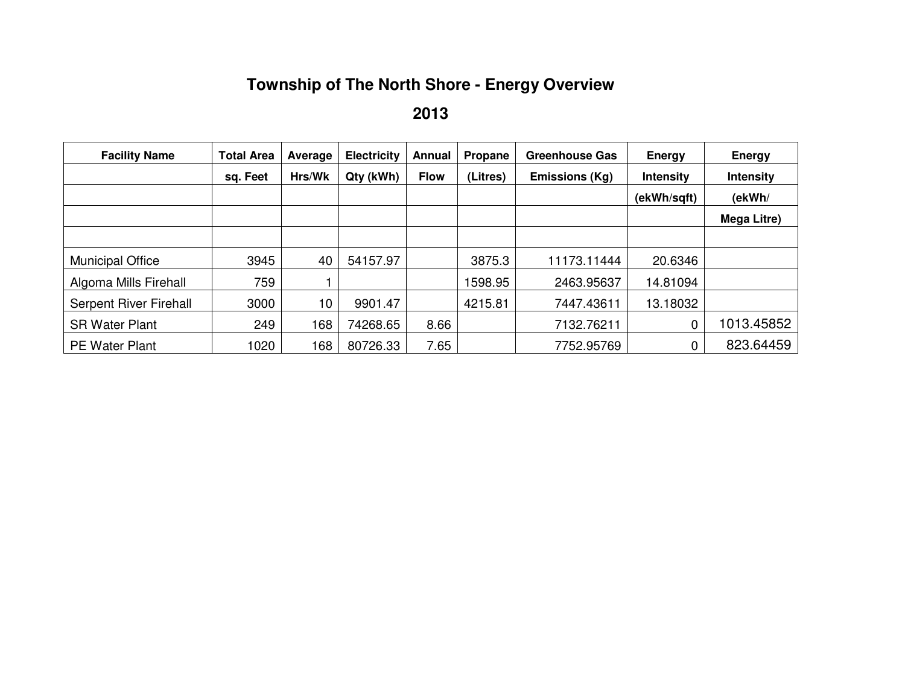# Township of The North Shore - Energy Overview

## 2013

| Facility Name | Total Area sq. Feet | Average Hrs/Wk | Electricity Qty (kWh) | Annual Flow | Propane (Litres) | Greenhouse Gas Emissions (Kg) | Energy Intensity (ekWh/sqft) | Energy Intensity (ekWh/ Mega Litre) |
|---|---|---|---|---|---|---|---|---|
| Municipal Office | 3945 | 40 | 54157.97 | | 3875.3 | 11173.11444 | 20.6346 | |
| Algoma Mills Firehall | 759 | 1 | | | 1598.95 | 2463.95637 | 14.81094 | |
| Serpent River Firehall | 3000 | 10 | 9901.47 | | 4215.81 | 7447.43611 | 13.18032 | |
| SR Water Plant | 249 | 168 | 74268.65 | 8.66 | | 7132.76211 | 0 | 1013.45852 |
| PE Water Plant | 1020 | 168 | 80726.33 | 7.65 | | 7752.95769 | 0 | 823.64459 |